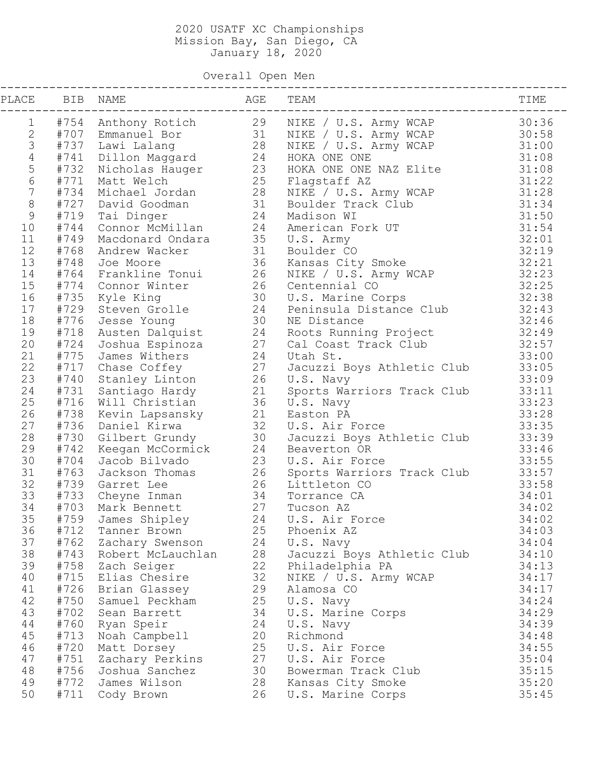# 2020 USATF XC Championships

Mission Bay, San Diego, CA
January 18, 2020

## Overall Open Men

| PLACE | BIB | NAME | AGE | TEAM | TIME |
|---|---|---|---|---|---|
| 1 | #754 | Anthony Rotich | 29 | NIKE / U.S. Army WCAP | 30:36 |
| 2 | #707 | Emmanuel Bor | 31 | NIKE / U.S. Army WCAP | 30:58 |
| 3 | #737 | Lawi Lalang | 28 | NIKE / U.S. Army WCAP | 31:00 |
| 4 | #741 | Dillon Maggard | 24 | HOKA ONE ONE | 31:08 |
| 5 | #732 | Nicholas Hauger | 23 | HOKA ONE ONE NAZ Elite | 31:08 |
| 6 | #771 | Matt Welch | 25 | Flagstaff AZ | 31:22 |
| 7 | #734 | Michael Jordan | 28 | NIKE / U.S. Army WCAP | 31:28 |
| 8 | #727 | David Goodman | 31 | Boulder Track Club | 31:34 |
| 9 | #719 | Tai Dinger | 24 | Madison WI | 31:50 |
| 10 | #744 | Connor McMillan | 24 | American Fork UT | 31:54 |
| 11 | #749 | Macdonard Ondara | 35 | U.S. Army | 32:01 |
| 12 | #768 | Andrew Wacker | 31 | Boulder CO | 32:19 |
| 13 | #748 | Joe Moore | 36 | Kansas City Smoke | 32:21 |
| 14 | #764 | Frankline Tonui | 26 | NIKE / U.S. Army WCAP | 32:23 |
| 15 | #774 | Connor Winter | 26 | Centennial CO | 32:25 |
| 16 | #735 | Kyle King | 30 | U.S. Marine Corps | 32:38 |
| 17 | #729 | Steven Grolle | 24 | Peninsula Distance Club | 32:43 |
| 18 | #776 | Jesse Young | 30 | NE Distance | 32:46 |
| 19 | #718 | Austen Dalquist | 24 | Roots Running Project | 32:49 |
| 20 | #724 | Joshua Espinoza | 27 | Cal Coast Track Club | 32:57 |
| 21 | #775 | James Withers | 24 | Utah St. | 33:00 |
| 22 | #717 | Chase Coffey | 27 | Jacuzzi Boys Athletic Club | 33:05 |
| 23 | #740 | Stanley Linton | 26 | U.S. Navy | 33:09 |
| 24 | #731 | Santiago Hardy | 21 | Sports Warriors Track Club | 33:11 |
| 25 | #716 | Will Christian | 36 | U.S. Navy | 33:23 |
| 26 | #738 | Kevin Lapsansky | 21 | Easton PA | 33:28 |
| 27 | #736 | Daniel Kirwa | 32 | U.S. Air Force | 33:35 |
| 28 | #730 | Gilbert Grundy | 30 | Jacuzzi Boys Athletic Club | 33:39 |
| 29 | #742 | Keegan McCormick | 24 | Beaverton OR | 33:46 |
| 30 | #704 | Jacob Bilvado | 23 | U.S. Air Force | 33:55 |
| 31 | #763 | Jackson Thomas | 26 | Sports Warriors Track Club | 33:57 |
| 32 | #739 | Garret Lee | 26 | Littleton CO | 33:58 |
| 33 | #733 | Cheyne Inman | 34 | Torrance CA | 34:01 |
| 34 | #703 | Mark Bennett | 27 | Tucson AZ | 34:02 |
| 35 | #759 | James Shipley | 24 | U.S. Air Force | 34:02 |
| 36 | #712 | Tanner Brown | 25 | Phoenix AZ | 34:03 |
| 37 | #762 | Zachary Swenson | 24 | U.S. Navy | 34:04 |
| 38 | #743 | Robert McLauchlan | 28 | Jacuzzi Boys Athletic Club | 34:10 |
| 39 | #758 | Zach Seiger | 22 | Philadelphia PA | 34:13 |
| 40 | #715 | Elias Chesire | 32 | NIKE / U.S. Army WCAP | 34:17 |
| 41 | #726 | Brian Glassey | 29 | Alamosa CO | 34:17 |
| 42 | #750 | Samuel Peckham | 25 | U.S. Navy | 34:24 |
| 43 | #702 | Sean Barrett | 34 | U.S. Marine Corps | 34:29 |
| 44 | #760 | Ryan Speir | 24 | U.S. Navy | 34:39 |
| 45 | #713 | Noah Campbell | 20 | Richmond | 34:48 |
| 46 | #720 | Matt Dorsey | 25 | U.S. Air Force | 34:55 |
| 47 | #751 | Zachary Perkins | 27 | U.S. Air Force | 35:04 |
| 48 | #756 | Joshua Sanchez | 30 | Bowerman Track Club | 35:15 |
| 49 | #772 | James Wilson | 28 | Kansas City Smoke | 35:20 |
| 50 | #711 | Cody Brown | 26 | U.S. Marine Corps | 35:45 |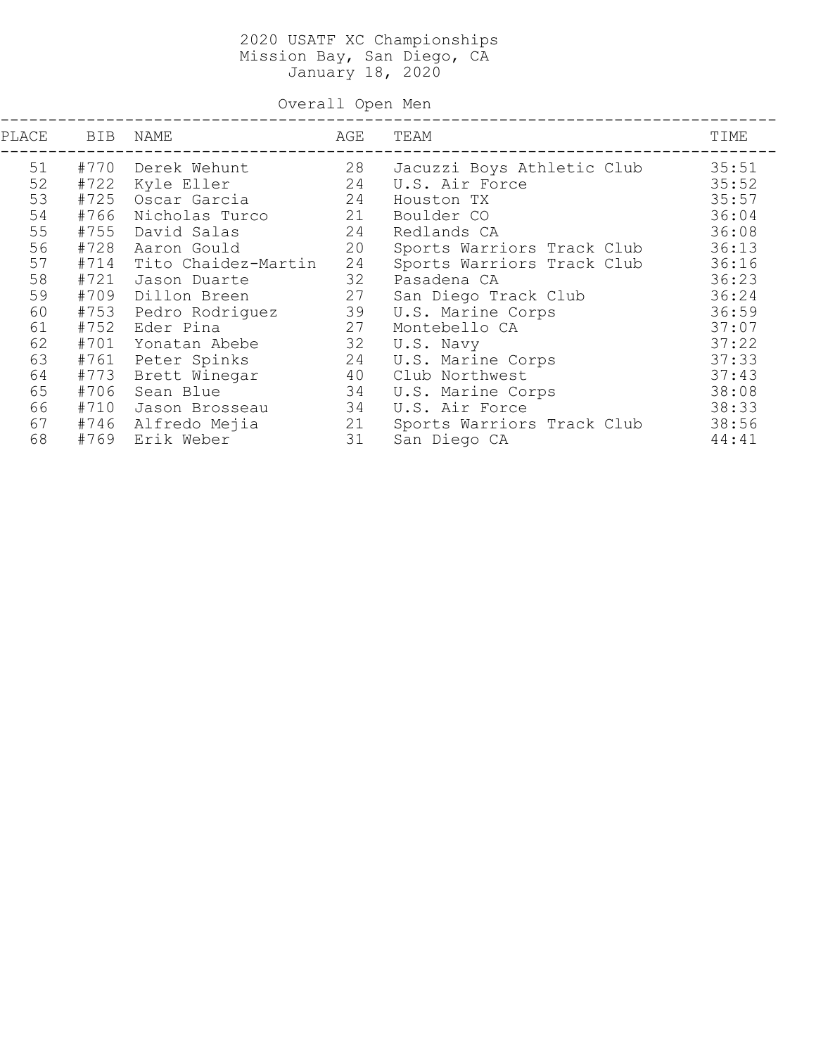2020 USATF XC Championships
Mission Bay, San Diego, CA
January 18, 2020

Overall Open Men

| PLACE | BIB | NAME | AGE | TEAM | TIME |
|---|---|---|---|---|---|
| 51 | #770 | Derek Wehunt | 28 | Jacuzzi Boys Athletic Club | 35:51 |
| 52 | #722 | Kyle Eller | 24 | U.S. Air Force | 35:52 |
| 53 | #725 | Oscar Garcia | 24 | Houston TX | 35:57 |
| 54 | #766 | Nicholas Turco | 21 | Boulder CO | 36:04 |
| 55 | #755 | David Salas | 24 | Redlands CA | 36:08 |
| 56 | #728 | Aaron Gould | 20 | Sports Warriors Track Club | 36:13 |
| 57 | #714 | Tito Chaidez-Martin | 24 | Sports Warriors Track Club | 36:16 |
| 58 | #721 | Jason Duarte | 32 | Pasadena CA | 36:23 |
| 59 | #709 | Dillon Breen | 27 | San Diego Track Club | 36:24 |
| 60 | #753 | Pedro Rodriguez | 39 | U.S. Marine Corps | 36:59 |
| 61 | #752 | Eder Pina | 27 | Montebello CA | 37:07 |
| 62 | #701 | Yonatan Abebe | 32 | U.S. Navy | 37:22 |
| 63 | #761 | Peter Spinks | 24 | U.S. Marine Corps | 37:33 |
| 64 | #773 | Brett Winegar | 40 | Club Northwest | 37:43 |
| 65 | #706 | Sean Blue | 34 | U.S. Marine Corps | 38:08 |
| 66 | #710 | Jason Brosseau | 34 | U.S. Air Force | 38:33 |
| 67 | #746 | Alfredo Mejia | 21 | Sports Warriors Track Club | 38:56 |
| 68 | #769 | Erik Weber | 31 | San Diego CA | 44:41 |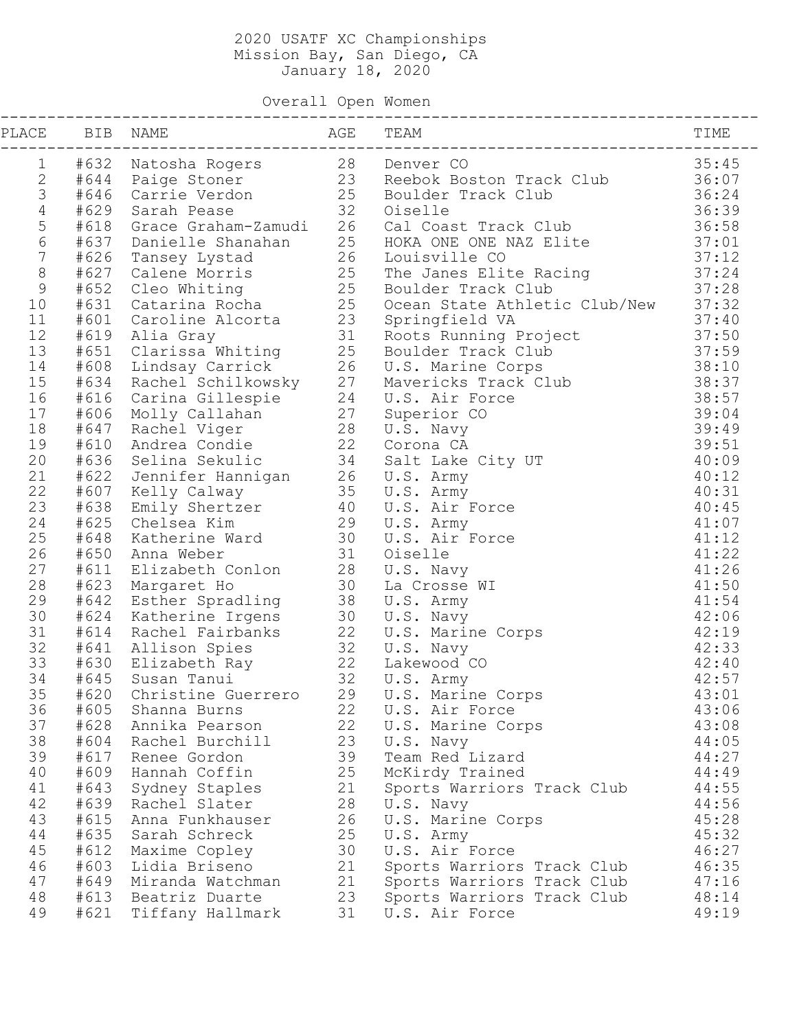# 2020 USATF XC Championships

Mission Bay, San Diego, CA

January 18, 2020

## Overall Open Women

| PLACE | BIB | NAME | AGE | TEAM | TIME |
|---|---|---|---|---|---|
| 1 | #632 | Natosha Rogers | 28 | Denver CO | 35:45 |
| 2 | #644 | Paige Stoner | 23 | Reebok Boston Track Club | 36:07 |
| 3 | #646 | Carrie Verdon | 25 | Boulder Track Club | 36:24 |
| 4 | #629 | Sarah Pease | 32 | Oiselle | 36:39 |
| 5 | #618 | Grace Graham-Zamudi | 26 | Cal Coast Track Club | 36:58 |
| 6 | #637 | Danielle Shanahan | 25 | HOKA ONE ONE NAZ Elite | 37:01 |
| 7 | #626 | Tansey Lystad | 26 | Louisville CO | 37:12 |
| 8 | #627 | Calene Morris | 25 | The Janes Elite Racing | 37:24 |
| 9 | #652 | Cleo Whiting | 25 | Boulder Track Club | 37:28 |
| 10 | #631 | Catarina Rocha | 25 | Ocean State Athletic Club/New | 37:32 |
| 11 | #601 | Caroline Alcorta | 23 | Springfield VA | 37:40 |
| 12 | #619 | Alia Gray | 31 | Roots Running Project | 37:50 |
| 13 | #651 | Clarissa Whiting | 25 | Boulder Track Club | 37:59 |
| 14 | #608 | Lindsay Carrick | 26 | U.S. Marine Corps | 38:10 |
| 15 | #634 | Rachel Schilkowsky | 27 | Mavericks Track Club | 38:37 |
| 16 | #616 | Carina Gillespie | 24 | U.S. Air Force | 38:57 |
| 17 | #606 | Molly Callahan | 27 | Superior CO | 39:04 |
| 18 | #647 | Rachel Viger | 28 | U.S. Navy | 39:49 |
| 19 | #610 | Andrea Condie | 22 | Corona CA | 39:51 |
| 20 | #636 | Selina Sekulic | 34 | Salt Lake City UT | 40:09 |
| 21 | #622 | Jennifer Hannigan | 26 | U.S. Army | 40:12 |
| 22 | #607 | Kelly Calway | 35 | U.S. Army | 40:31 |
| 23 | #638 | Emily Shertzer | 40 | U.S. Air Force | 40:45 |
| 24 | #625 | Chelsea Kim | 29 | U.S. Army | 41:07 |
| 25 | #648 | Katherine Ward | 30 | U.S. Air Force | 41:12 |
| 26 | #650 | Anna Weber | 31 | Oiselle | 41:22 |
| 27 | #611 | Elizabeth Conlon | 28 | U.S. Navy | 41:26 |
| 28 | #623 | Margaret Ho | 30 | La Crosse WI | 41:50 |
| 29 | #642 | Esther Spradling | 38 | U.S. Army | 41:54 |
| 30 | #624 | Katherine Irgens | 30 | U.S. Navy | 42:06 |
| 31 | #614 | Rachel Fairbanks | 22 | U.S. Marine Corps | 42:19 |
| 32 | #641 | Allison Spies | 32 | U.S. Navy | 42:33 |
| 33 | #630 | Elizabeth Ray | 22 | Lakewood CO | 42:40 |
| 34 | #645 | Susan Tanui | 32 | U.S. Army | 42:57 |
| 35 | #620 | Christine Guerrero | 29 | U.S. Marine Corps | 43:01 |
| 36 | #605 | Shanna Burns | 22 | U.S. Air Force | 43:06 |
| 37 | #628 | Annika Pearson | 22 | U.S. Marine Corps | 43:08 |
| 38 | #604 | Rachel Burchill | 23 | U.S. Navy | 44:05 |
| 39 | #617 | Renee Gordon | 39 | Team Red Lizard | 44:27 |
| 40 | #609 | Hannah Coffin | 25 | McKirdy Trained | 44:49 |
| 41 | #643 | Sydney Staples | 21 | Sports Warriors Track Club | 44:55 |
| 42 | #639 | Rachel Slater | 28 | U.S. Navy | 44:56 |
| 43 | #615 | Anna Funkhauser | 26 | U.S. Marine Corps | 45:28 |
| 44 | #635 | Sarah Schreck | 25 | U.S. Army | 45:32 |
| 45 | #612 | Maxime Copley | 30 | U.S. Air Force | 46:27 |
| 46 | #603 | Lidia Briseno | 21 | Sports Warriors Track Club | 46:35 |
| 47 | #649 | Miranda Watchman | 21 | Sports Warriors Track Club | 47:16 |
| 48 | #613 | Beatriz Duarte | 23 | Sports Warriors Track Club | 48:14 |
| 49 | #621 | Tiffany Hallmark | 31 | U.S. Air Force | 49:19 |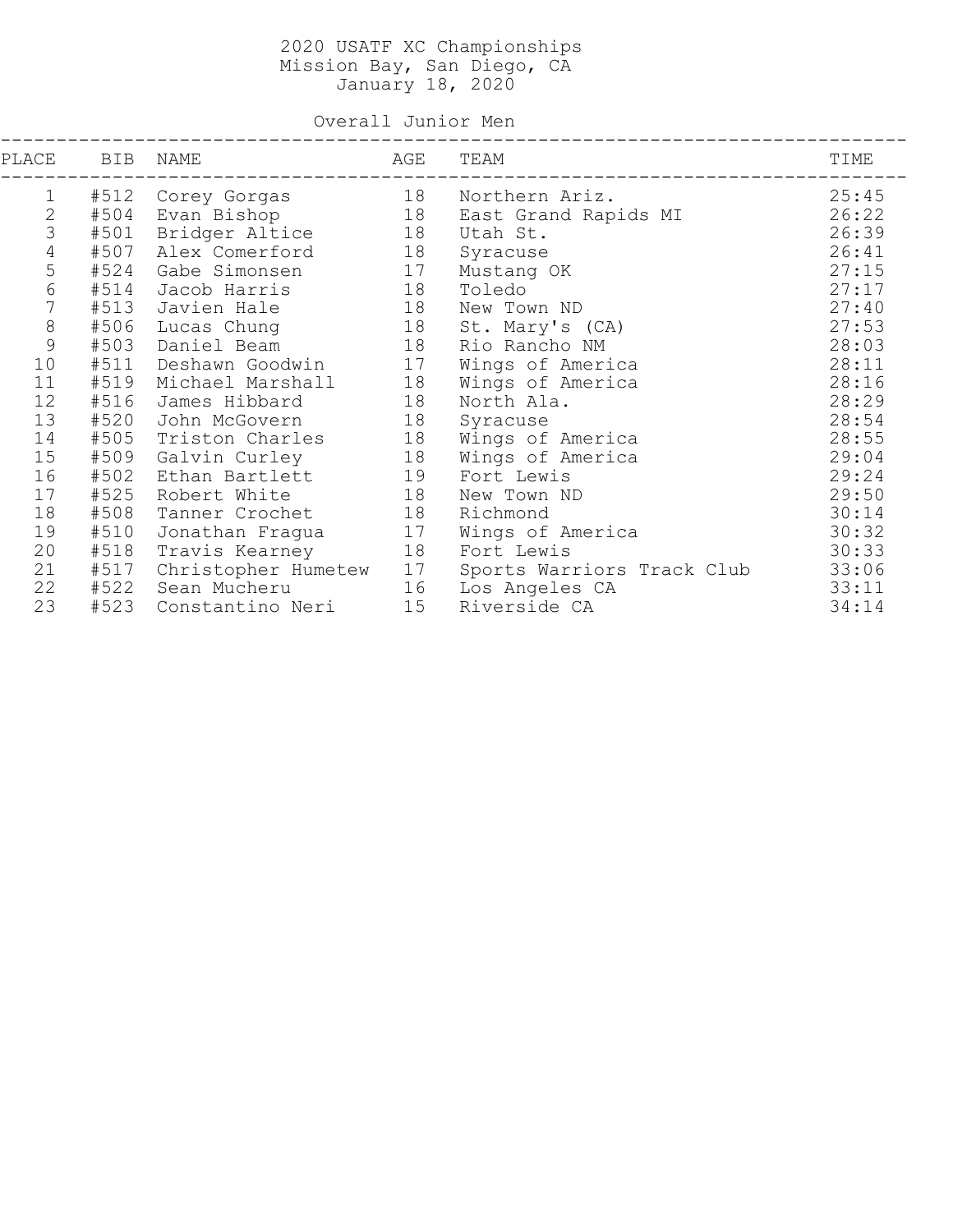# 2020 USATF XC Championships

Mission Bay, San Diego, CA

January 18, 2020

## Overall Junior Men

| PLACE | BIB | NAME | AGE | TEAM | TIME |
|---|---|---|---|---|---|
| 1 | #512 | Corey Gorgas | 18 | Northern Ariz. | 25:45 |
| 2 | #504 | Evan Bishop | 18 | East Grand Rapids MI | 26:22 |
| 3 | #501 | Bridger Altice | 18 | Utah St. | 26:39 |
| 4 | #507 | Alex Comerford | 18 | Syracuse | 26:41 |
| 5 | #524 | Gabe Simonsen | 17 | Mustang OK | 27:15 |
| 6 | #514 | Jacob Harris | 18 | Toledo | 27:17 |
| 7 | #513 | Javien Hale | 18 | New Town ND | 27:40 |
| 8 | #506 | Lucas Chung | 18 | St. Mary's (CA) | 27:53 |
| 9 | #503 | Daniel Beam | 18 | Rio Rancho NM | 28:03 |
| 10 | #511 | Deshawn Goodwin | 17 | Wings of America | 28:11 |
| 11 | #519 | Michael Marshall | 18 | Wings of America | 28:16 |
| 12 | #516 | James Hibbard | 18 | North Ala. | 28:29 |
| 13 | #520 | John McGovern | 18 | Syracuse | 28:54 |
| 14 | #505 | Triston Charles | 18 | Wings of America | 28:55 |
| 15 | #509 | Galvin Curley | 18 | Wings of America | 29:04 |
| 16 | #502 | Ethan Bartlett | 19 | Fort Lewis | 29:24 |
| 17 | #525 | Robert White | 18 | New Town ND | 29:50 |
| 18 | #508 | Tanner Crochet | 18 | Richmond | 30:14 |
| 19 | #510 | Jonathan Fragua | 17 | Wings of America | 30:32 |
| 20 | #518 | Travis Kearney | 18 | Fort Lewis | 30:33 |
| 21 | #517 | Christopher Humetew | 17 | Sports Warriors Track Club | 33:06 |
| 22 | #522 | Sean Mucheru | 16 | Los Angeles CA | 33:11 |
| 23 | #523 | Constantino Neri | 15 | Riverside CA | 34:14 |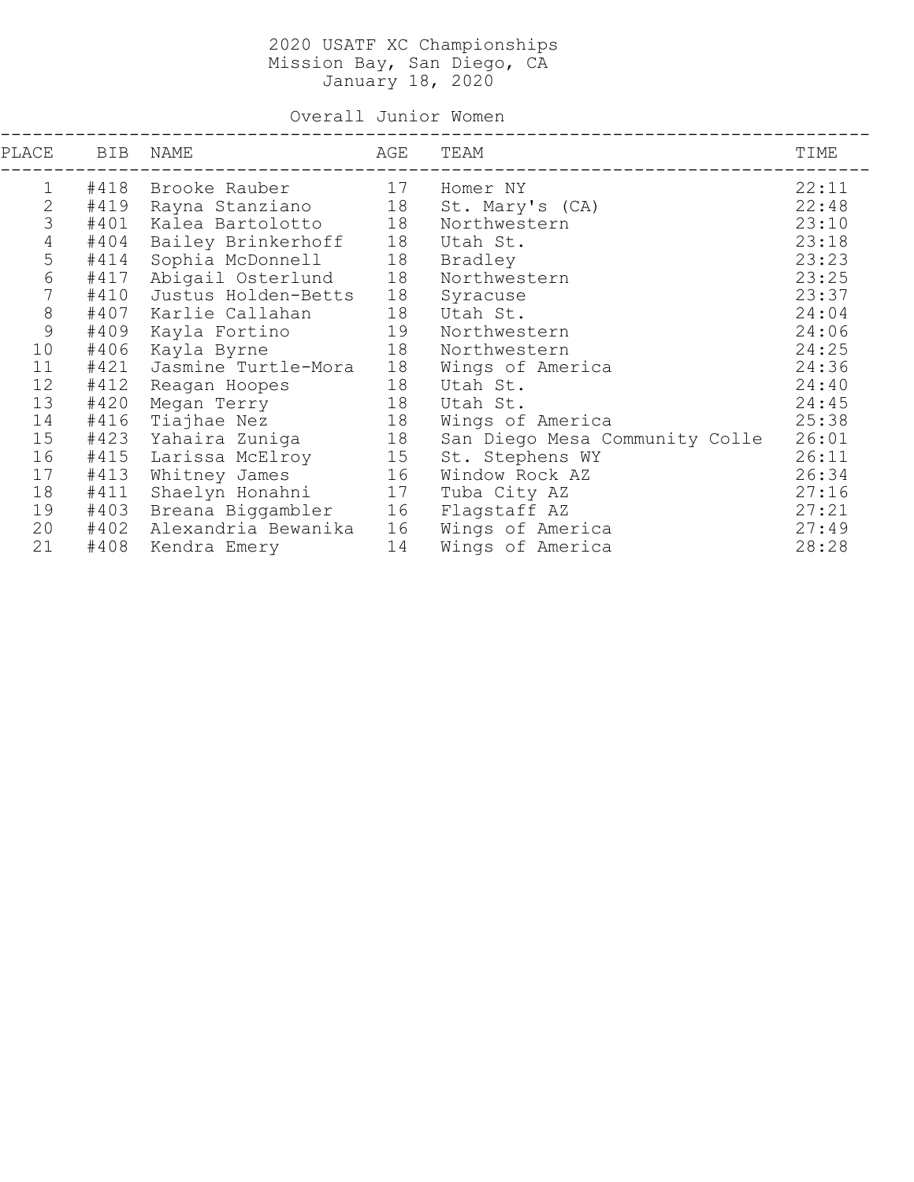# 2020 USATF XC Championships

Mission Bay, San Diego, CA

January 18, 2020

## Overall Junior Women

| PLACE | BIB | NAME | AGE | TEAM | TIME |
|---|---|---|---|---|---|
| 1 | #418 | Brooke Rauber | 17 | Homer NY | 22:11 |
| 2 | #419 | Rayna Stanziano | 18 | St. Mary's (CA) | 22:48 |
| 3 | #401 | Kalea Bartolotto | 18 | Northwestern | 23:10 |
| 4 | #404 | Bailey Brinkerhoff | 18 | Utah St. | 23:18 |
| 5 | #414 | Sophia McDonnell | 18 | Bradley | 23:23 |
| 6 | #417 | Abigail Osterlund | 18 | Northwestern | 23:25 |
| 7 | #410 | Justus Holden-Betts | 18 | Syracuse | 23:37 |
| 8 | #407 | Karlie Callahan | 18 | Utah St. | 24:04 |
| 9 | #409 | Kayla Fortino | 19 | Northwestern | 24:06 |
| 10 | #406 | Kayla Byrne | 18 | Northwestern | 24:25 |
| 11 | #421 | Jasmine Turtle-Mora | 18 | Wings of America | 24:36 |
| 12 | #412 | Reagan Hoopes | 18 | Utah St. | 24:40 |
| 13 | #420 | Megan Terry | 18 | Utah St. | 24:45 |
| 14 | #416 | Tiajhae Nez | 18 | Wings of America | 25:38 |
| 15 | #423 | Yahaira Zuniga | 18 | San Diego Mesa Community Colle | 26:01 |
| 16 | #415 | Larissa McElroy | 15 | St. Stephens WY | 26:11 |
| 17 | #413 | Whitney James | 16 | Window Rock AZ | 26:34 |
| 18 | #411 | Shaelyn Honahni | 17 | Tuba City AZ | 27:16 |
| 19 | #403 | Breana Biggambler | 16 | Flagstaff AZ | 27:21 |
| 20 | #402 | Alexandria Bewanika | 16 | Wings of America | 27:49 |
| 21 | #408 | Kendra Emery | 14 | Wings of America | 28:28 |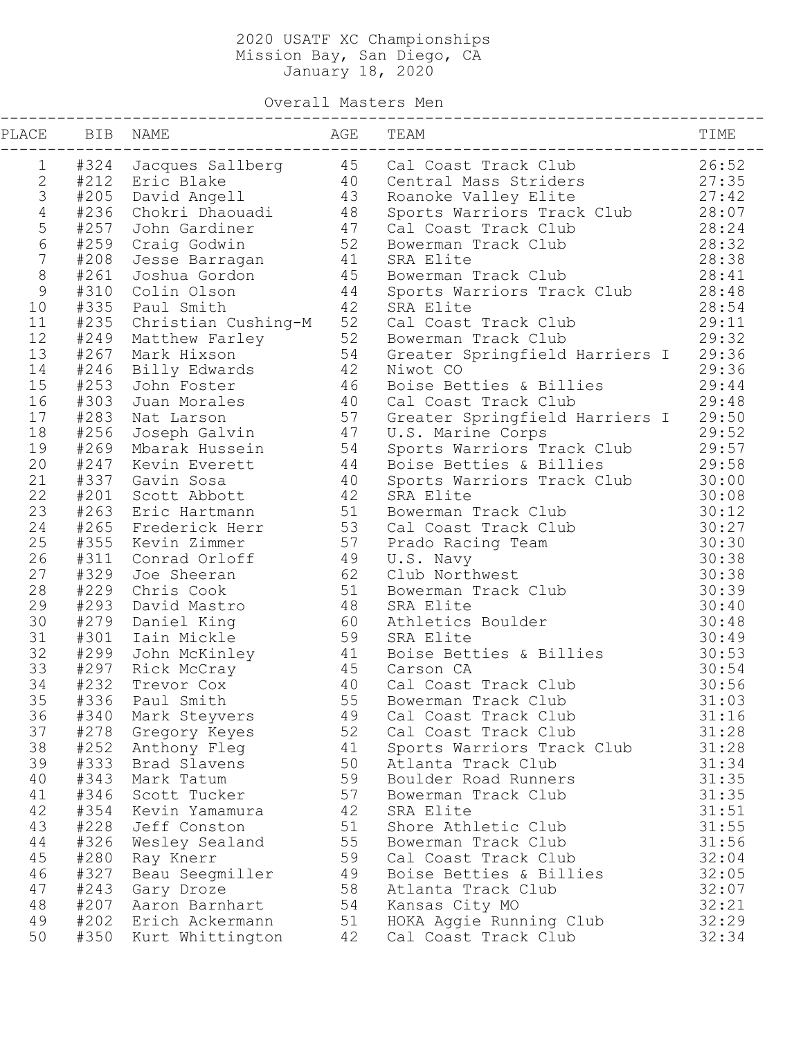# 2020 USATF XC Championships

Mission Bay, San Diego, CA

January 18, 2020

## Overall Masters Men

| PLACE | BIB | NAME | AGE | TEAM | TIME |
|---|---|---|---|---|---|
| 1 | #324 | Jacques Sallberg | 45 | Cal Coast Track Club | 26:52 |
| 2 | #212 | Eric Blake | 40 | Central Mass Striders | 27:35 |
| 3 | #205 | David Angell | 43 | Roanoke Valley Elite | 27:42 |
| 4 | #236 | Chokri Dhaouadi | 48 | Sports Warriors Track Club | 28:07 |
| 5 | #257 | John Gardiner | 47 | Cal Coast Track Club | 28:24 |
| 6 | #259 | Craig Godwin | 52 | Bowerman Track Club | 28:32 |
| 7 | #208 | Jesse Barragan | 41 | SRA Elite | 28:38 |
| 8 | #261 | Joshua Gordon | 45 | Bowerman Track Club | 28:41 |
| 9 | #310 | Colin Olson | 44 | Sports Warriors Track Club | 28:48 |
| 10 | #335 | Paul Smith | 42 | SRA Elite | 28:54 |
| 11 | #235 | Christian Cushing-M | 52 | Cal Coast Track Club | 29:11 |
| 12 | #249 | Matthew Farley | 52 | Bowerman Track Club | 29:32 |
| 13 | #267 | Mark Hixson | 54 | Greater Springfield Harriers I | 29:36 |
| 14 | #246 | Billy Edwards | 42 | Niwot CO | 29:36 |
| 15 | #253 | John Foster | 46 | Boise Betties & Billies | 29:44 |
| 16 | #303 | Juan Morales | 40 | Cal Coast Track Club | 29:48 |
| 17 | #283 | Nat Larson | 57 | Greater Springfield Harriers I | 29:50 |
| 18 | #256 | Joseph Galvin | 47 | U.S. Marine Corps | 29:52 |
| 19 | #269 | Mbarak Hussein | 54 | Sports Warriors Track Club | 29:57 |
| 20 | #247 | Kevin Everett | 44 | Boise Betties & Billies | 29:58 |
| 21 | #337 | Gavin Sosa | 40 | Sports Warriors Track Club | 30:00 |
| 22 | #201 | Scott Abbott | 42 | SRA Elite | 30:08 |
| 23 | #263 | Eric Hartmann | 51 | Bowerman Track Club | 30:12 |
| 24 | #265 | Frederick Herr | 53 | Cal Coast Track Club | 30:27 |
| 25 | #355 | Kevin Zimmer | 57 | Prado Racing Team | 30:30 |
| 26 | #311 | Conrad Orloff | 49 | U.S. Navy | 30:38 |
| 27 | #329 | Joe Sheeran | 62 | Club Northwest | 30:38 |
| 28 | #229 | Chris Cook | 51 | Bowerman Track Club | 30:39 |
| 29 | #293 | David Mastro | 48 | SRA Elite | 30:40 |
| 30 | #279 | Daniel King | 60 | Athletics Boulder | 30:48 |
| 31 | #301 | Iain Mickle | 59 | SRA Elite | 30:49 |
| 32 | #299 | John McKinley | 41 | Boise Betties & Billies | 30:53 |
| 33 | #297 | Rick McCray | 45 | Carson CA | 30:54 |
| 34 | #232 | Trevor Cox | 40 | Cal Coast Track Club | 30:56 |
| 35 | #336 | Paul Smith | 55 | Bowerman Track Club | 31:03 |
| 36 | #340 | Mark Steyvers | 49 | Cal Coast Track Club | 31:16 |
| 37 | #278 | Gregory Keyes | 52 | Cal Coast Track Club | 31:28 |
| 38 | #252 | Anthony Fleg | 41 | Sports Warriors Track Club | 31:28 |
| 39 | #333 | Brad Slavens | 50 | Atlanta Track Club | 31:34 |
| 40 | #343 | Mark Tatum | 59 | Boulder Road Runners | 31:35 |
| 41 | #346 | Scott Tucker | 57 | Bowerman Track Club | 31:35 |
| 42 | #354 | Kevin Yamamura | 42 | SRA Elite | 31:51 |
| 43 | #228 | Jeff Conston | 51 | Shore Athletic Club | 31:55 |
| 44 | #326 | Wesley Sealand | 55 | Bowerman Track Club | 31:56 |
| 45 | #280 | Ray Knerr | 59 | Cal Coast Track Club | 32:04 |
| 46 | #327 | Beau Seegmiller | 49 | Boise Betties & Billies | 32:05 |
| 47 | #243 | Gary Droze | 58 | Atlanta Track Club | 32:07 |
| 48 | #207 | Aaron Barnhart | 54 | Kansas City MO | 32:21 |
| 49 | #202 | Erich Ackermann | 51 | HOKA Aggie Running Club | 32:29 |
| 50 | #350 | Kurt Whittington | 42 | Cal Coast Track Club | 32:34 |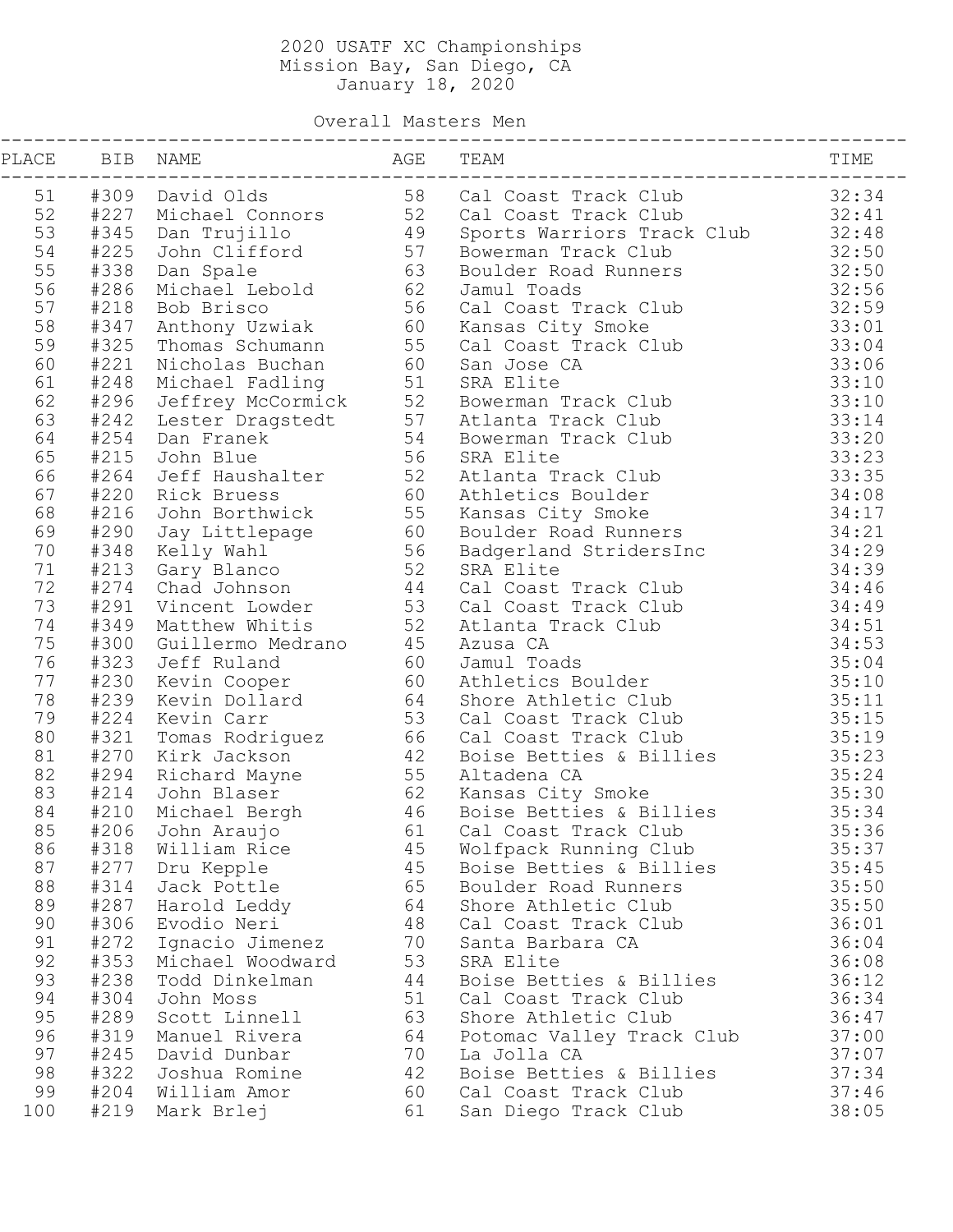# 2020 USATF XC Championships

Mission Bay, San Diego, CA
January 18, 2020

## Overall Masters Men

| PLACE | BIB | NAME | AGE | TEAM | TIME |
|---|---|---|---|---|---|
| 51 | #309 | David Olds | 58 | Cal Coast Track Club | 32:34 |
| 52 | #227 | Michael Connors | 52 | Cal Coast Track Club | 32:41 |
| 53 | #345 | Dan Trujillo | 49 | Sports Warriors Track Club | 32:48 |
| 54 | #225 | John Clifford | 57 | Bowerman Track Club | 32:50 |
| 55 | #338 | Dan Spale | 63 | Boulder Road Runners | 32:50 |
| 56 | #286 | Michael Lebold | 62 | Jamul Toads | 32:56 |
| 57 | #218 | Bob Brisco | 56 | Cal Coast Track Club | 32:59 |
| 58 | #347 | Anthony Uzwiak | 60 | Kansas City Smoke | 33:01 |
| 59 | #325 | Thomas Schumann | 55 | Cal Coast Track Club | 33:04 |
| 60 | #221 | Nicholas Buchan | 60 | San Jose CA | 33:06 |
| 61 | #248 | Michael Fadling | 51 | SRA Elite | 33:10 |
| 62 | #296 | Jeffrey McCormick | 52 | Bowerman Track Club | 33:10 |
| 63 | #242 | Lester Dragstedt | 57 | Atlanta Track Club | 33:14 |
| 64 | #254 | Dan Franek | 54 | Bowerman Track Club | 33:20 |
| 65 | #215 | John Blue | 56 | SRA Elite | 33:23 |
| 66 | #264 | Jeff Haushalter | 52 | Atlanta Track Club | 33:35 |
| 67 | #220 | Rick Bruess | 60 | Athletics Boulder | 34:08 |
| 68 | #216 | John Borthwick | 55 | Kansas City Smoke | 34:17 |
| 69 | #290 | Jay Littlepage | 60 | Boulder Road Runners | 34:21 |
| 70 | #348 | Kelly Wahl | 56 | Badgerland StridersInc | 34:29 |
| 71 | #213 | Gary Blanco | 52 | SRA Elite | 34:39 |
| 72 | #274 | Chad Johnson | 44 | Cal Coast Track Club | 34:46 |
| 73 | #291 | Vincent Lowder | 53 | Cal Coast Track Club | 34:49 |
| 74 | #349 | Matthew Whitis | 52 | Atlanta Track Club | 34:51 |
| 75 | #300 | Guillermo Medrano | 45 | Azusa CA | 34:53 |
| 76 | #323 | Jeff Ruland | 60 | Jamul Toads | 35:04 |
| 77 | #230 | Kevin Cooper | 60 | Athletics Boulder | 35:10 |
| 78 | #239 | Kevin Dollard | 64 | Shore Athletic Club | 35:11 |
| 79 | #224 | Kevin Carr | 53 | Cal Coast Track Club | 35:15 |
| 80 | #321 | Tomas Rodriguez | 66 | Cal Coast Track Club | 35:19 |
| 81 | #270 | Kirk Jackson | 42 | Boise Betties & Billies | 35:23 |
| 82 | #294 | Richard Mayne | 55 | Altadena CA | 35:24 |
| 83 | #214 | John Blaser | 62 | Kansas City Smoke | 35:30 |
| 84 | #210 | Michael Bergh | 46 | Boise Betties & Billies | 35:34 |
| 85 | #206 | John Araujo | 61 | Cal Coast Track Club | 35:36 |
| 86 | #318 | William Rice | 45 | Wolfpack Running Club | 35:37 |
| 87 | #277 | Dru Kepple | 45 | Boise Betties & Billies | 35:45 |
| 88 | #314 | Jack Pottle | 65 | Boulder Road Runners | 35:50 |
| 89 | #287 | Harold Leddy | 64 | Shore Athletic Club | 35:50 |
| 90 | #306 | Evodio Neri | 48 | Cal Coast Track Club | 36:01 |
| 91 | #272 | Ignacio Jimenez | 70 | Santa Barbara CA | 36:04 |
| 92 | #353 | Michael Woodward | 53 | SRA Elite | 36:08 |
| 93 | #238 | Todd Dinkelman | 44 | Boise Betties & Billies | 36:12 |
| 94 | #304 | John Moss | 51 | Cal Coast Track Club | 36:34 |
| 95 | #289 | Scott Linnell | 63 | Shore Athletic Club | 36:47 |
| 96 | #319 | Manuel Rivera | 64 | Potomac Valley Track Club | 37:00 |
| 97 | #245 | David Dunbar | 70 | La Jolla CA | 37:07 |
| 98 | #322 | Joshua Romine | 42 | Boise Betties & Billies | 37:34 |
| 99 | #204 | William Amor | 60 | Cal Coast Track Club | 37:46 |
| 100 | #219 | Mark Brlej | 61 | San Diego Track Club | 38:05 |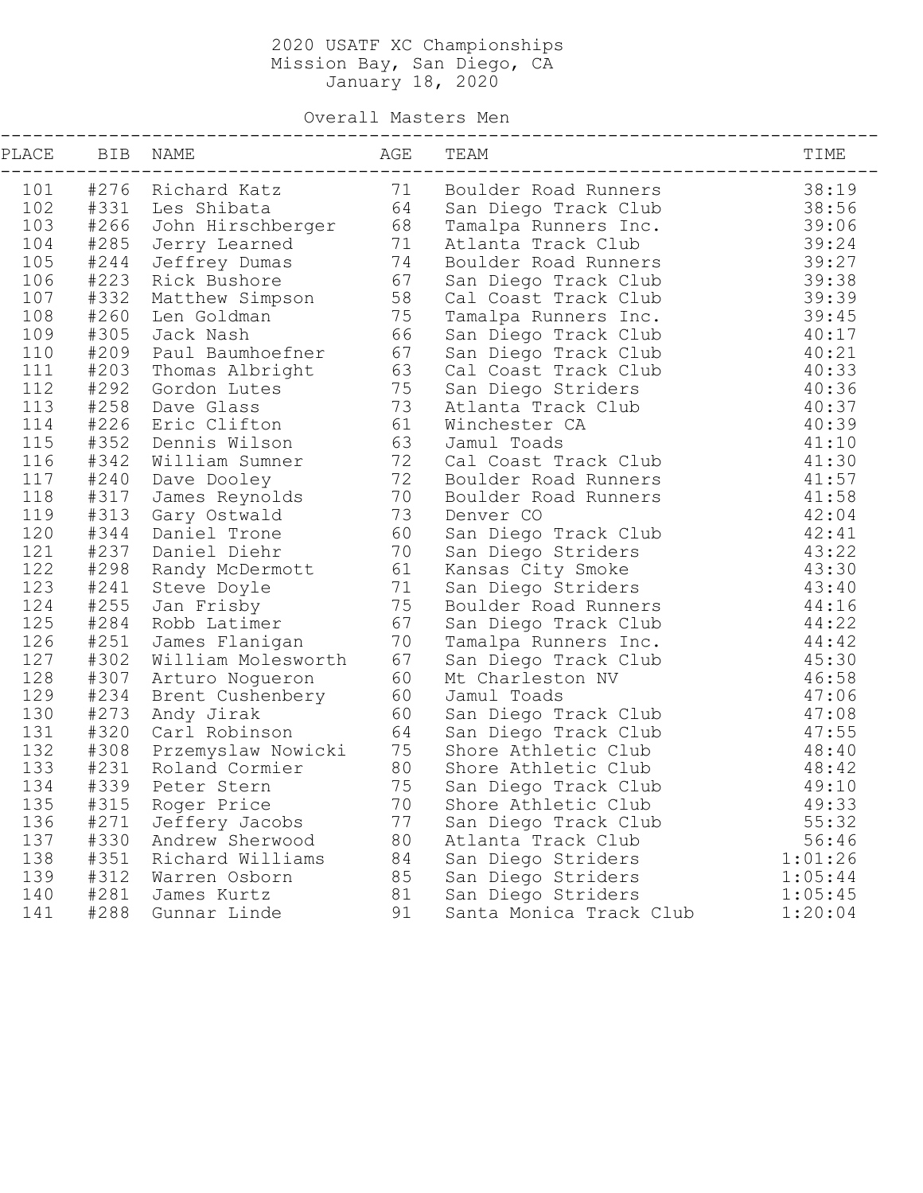# 2020 USATF XC Championships
## Mission Bay, San Diego, CA
## January 18, 2020

### Overall Masters Men

| PLACE | BIB | NAME | AGE | TEAM | TIME |
|---|---|---|---|---|---|
| 101 | #276 | Richard Katz | 71 | Boulder Road Runners | 38:19 |
| 102 | #331 | Les Shibata | 64 | San Diego Track Club | 38:56 |
| 103 | #266 | John Hirschberger | 68 | Tamalpa Runners Inc. | 39:06 |
| 104 | #285 | Jerry Learned | 71 | Atlanta Track Club | 39:24 |
| 105 | #244 | Jeffrey Dumas | 74 | Boulder Road Runners | 39:27 |
| 106 | #223 | Rick Bushore | 67 | San Diego Track Club | 39:38 |
| 107 | #332 | Matthew Simpson | 58 | Cal Coast Track Club | 39:39 |
| 108 | #260 | Len Goldman | 75 | Tamalpa Runners Inc. | 39:45 |
| 109 | #305 | Jack Nash | 66 | San Diego Track Club | 40:17 |
| 110 | #209 | Paul Baumhoefner | 67 | San Diego Track Club | 40:21 |
| 111 | #203 | Thomas Albright | 63 | Cal Coast Track Club | 40:33 |
| 112 | #292 | Gordon Lutes | 75 | San Diego Striders | 40:36 |
| 113 | #258 | Dave Glass | 73 | Atlanta Track Club | 40:37 |
| 114 | #226 | Eric Clifton | 61 | Winchester CA | 40:39 |
| 115 | #352 | Dennis Wilson | 63 | Jamul Toads | 41:10 |
| 116 | #342 | William Sumner | 72 | Cal Coast Track Club | 41:30 |
| 117 | #240 | Dave Dooley | 72 | Boulder Road Runners | 41:57 |
| 118 | #317 | James Reynolds | 70 | Boulder Road Runners | 41:58 |
| 119 | #313 | Gary Ostwald | 73 | Denver CO | 42:04 |
| 120 | #344 | Daniel Trone | 60 | San Diego Track Club | 42:41 |
| 121 | #237 | Daniel Diehr | 70 | San Diego Striders | 43:22 |
| 122 | #298 | Randy McDermott | 61 | Kansas City Smoke | 43:30 |
| 123 | #241 | Steve Doyle | 71 | San Diego Striders | 43:40 |
| 124 | #255 | Jan Frisby | 75 | Boulder Road Runners | 44:16 |
| 125 | #284 | Robb Latimer | 67 | San Diego Track Club | 44:22 |
| 126 | #251 | James Flanigan | 70 | Tamalpa Runners Inc. | 44:42 |
| 127 | #302 | William Molesworth | 67 | San Diego Track Club | 45:30 |
| 128 | #307 | Arturo Nogueron | 60 | Mt Charleston NV | 46:58 |
| 129 | #234 | Brent Cushenbery | 60 | Jamul Toads | 47:06 |
| 130 | #273 | Andy Jirak | 60 | San Diego Track Club | 47:08 |
| 131 | #320 | Carl Robinson | 64 | San Diego Track Club | 47:55 |
| 132 | #308 | Przemyslaw Nowicki | 75 | Shore Athletic Club | 48:40 |
| 133 | #231 | Roland Cormier | 80 | Shore Athletic Club | 48:42 |
| 134 | #339 | Peter Stern | 75 | San Diego Track Club | 49:10 |
| 135 | #315 | Roger Price | 70 | Shore Athletic Club | 49:33 |
| 136 | #271 | Jeffery Jacobs | 77 | San Diego Track Club | 55:32 |
| 137 | #330 | Andrew Sherwood | 80 | Atlanta Track Club | 56:46 |
| 138 | #351 | Richard Williams | 84 | San Diego Striders | 1:01:26 |
| 139 | #312 | Warren Osborn | 85 | San Diego Striders | 1:05:44 |
| 140 | #281 | James Kurtz | 81 | San Diego Striders | 1:05:45 |
| 141 | #288 | Gunnar Linde | 91 | Santa Monica Track Club | 1:20:04 |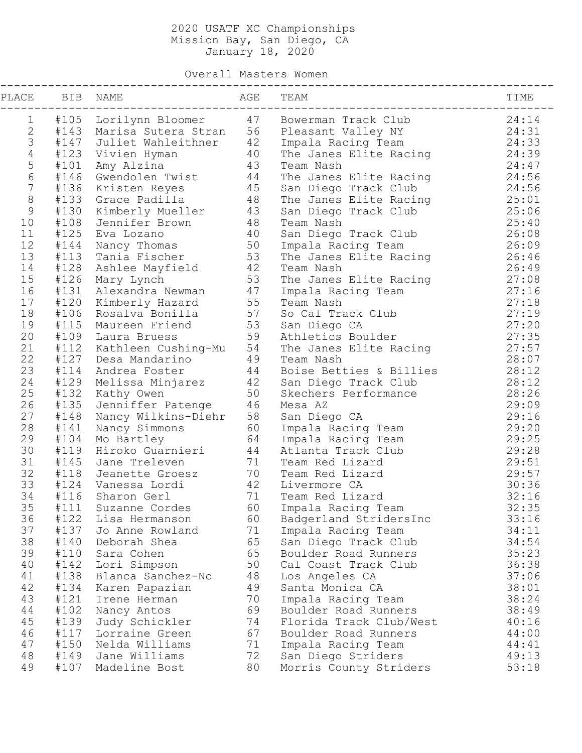# 2020 USATF XC Championships

Mission Bay, San Diego, CA

January 18, 2020

## Overall Masters Women

| PLACE | BIB | NAME | AGE | TEAM | TIME |
|---|---|---|---|---|---|
| 1 | #105 | Lorilynn Bloomer | 47 | Bowerman Track Club | 24:14 |
| 2 | #143 | Marisa Sutera Stran | 56 | Pleasant Valley NY | 24:31 |
| 3 | #147 | Juliet Wahleithner | 42 | Impala Racing Team | 24:33 |
| 4 | #123 | Vivien Hyman | 40 | The Janes Elite Racing | 24:39 |
| 5 | #101 | Amy Alzina | 43 | Team Nash | 24:47 |
| 6 | #146 | Gwendolen Twist | 44 | The Janes Elite Racing | 24:56 |
| 7 | #136 | Kristen Reyes | 45 | San Diego Track Club | 24:56 |
| 8 | #133 | Grace Padilla | 48 | The Janes Elite Racing | 25:01 |
| 9 | #130 | Kimberly Mueller | 43 | San Diego Track Club | 25:06 |
| 10 | #108 | Jennifer Brown | 48 | Team Nash | 25:40 |
| 11 | #125 | Eva Lozano | 40 | San Diego Track Club | 26:08 |
| 12 | #144 | Nancy Thomas | 50 | Impala Racing Team | 26:09 |
| 13 | #113 | Tania Fischer | 53 | The Janes Elite Racing | 26:46 |
| 14 | #128 | Ashlee Mayfield | 42 | Team Nash | 26:49 |
| 15 | #126 | Mary Lynch | 53 | The Janes Elite Racing | 27:08 |
| 16 | #131 | Alexandra Newman | 47 | Impala Racing Team | 27:16 |
| 17 | #120 | Kimberly Hazard | 55 | Team Nash | 27:18 |
| 18 | #106 | Rosalva Bonilla | 57 | So Cal Track Club | 27:19 |
| 19 | #115 | Maureen Friend | 53 | San Diego CA | 27:20 |
| 20 | #109 | Laura Bruess | 59 | Athletics Boulder | 27:35 |
| 21 | #112 | Kathleen Cushing-Mu | 54 | The Janes Elite Racing | 27:57 |
| 22 | #127 | Desa Mandarino | 49 | Team Nash | 28:07 |
| 23 | #114 | Andrea Foster | 44 | Boise Betties & Billies | 28:12 |
| 24 | #129 | Melissa Minjarez | 42 | San Diego Track Club | 28:12 |
| 25 | #132 | Kathy Owen | 50 | Skechers Performance | 28:26 |
| 26 | #135 | Jenniffer Patenge | 46 | Mesa AZ | 29:09 |
| 27 | #148 | Nancy Wilkins-Diehr | 58 | San Diego CA | 29:16 |
| 28 | #141 | Nancy Simmons | 60 | Impala Racing Team | 29:20 |
| 29 | #104 | Mo Bartley | 64 | Impala Racing Team | 29:25 |
| 30 | #119 | Hiroko Guarnieri | 44 | Atlanta Track Club | 29:28 |
| 31 | #145 | Jane Treleven | 71 | Team Red Lizard | 29:51 |
| 32 | #118 | Jeanette Groesz | 70 | Team Red Lizard | 29:57 |
| 33 | #124 | Vanessa Lordi | 42 | Livermore CA | 30:36 |
| 34 | #116 | Sharon Gerl | 71 | Team Red Lizard | 32:16 |
| 35 | #111 | Suzanne Cordes | 60 | Impala Racing Team | 32:35 |
| 36 | #122 | Lisa Hermanson | 60 | Badgerland StridersInc | 33:16 |
| 37 | #137 | Jo Anne Rowland | 71 | Impala Racing Team | 34:11 |
| 38 | #140 | Deborah Shea | 65 | San Diego Track Club | 34:54 |
| 39 | #110 | Sara Cohen | 65 | Boulder Road Runners | 35:23 |
| 40 | #142 | Lori Simpson | 50 | Cal Coast Track Club | 36:38 |
| 41 | #138 | Blanca Sanchez-Nc | 48 | Los Angeles CA | 37:06 |
| 42 | #134 | Karen Papazian | 49 | Santa Monica CA | 38:01 |
| 43 | #121 | Irene Herman | 70 | Impala Racing Team | 38:24 |
| 44 | #102 | Nancy Antos | 69 | Boulder Road Runners | 38:49 |
| 45 | #139 | Judy Schickler | 74 | Florida Track Club/West | 40:16 |
| 46 | #117 | Lorraine Green | 67 | Boulder Road Runners | 44:00 |
| 47 | #150 | Nelda Williams | 71 | Impala Racing Team | 44:41 |
| 48 | #149 | Jane Williams | 72 | San Diego Striders | 49:13 |
| 49 | #107 | Madeline Bost | 80 | Morris County Striders | 53:18 |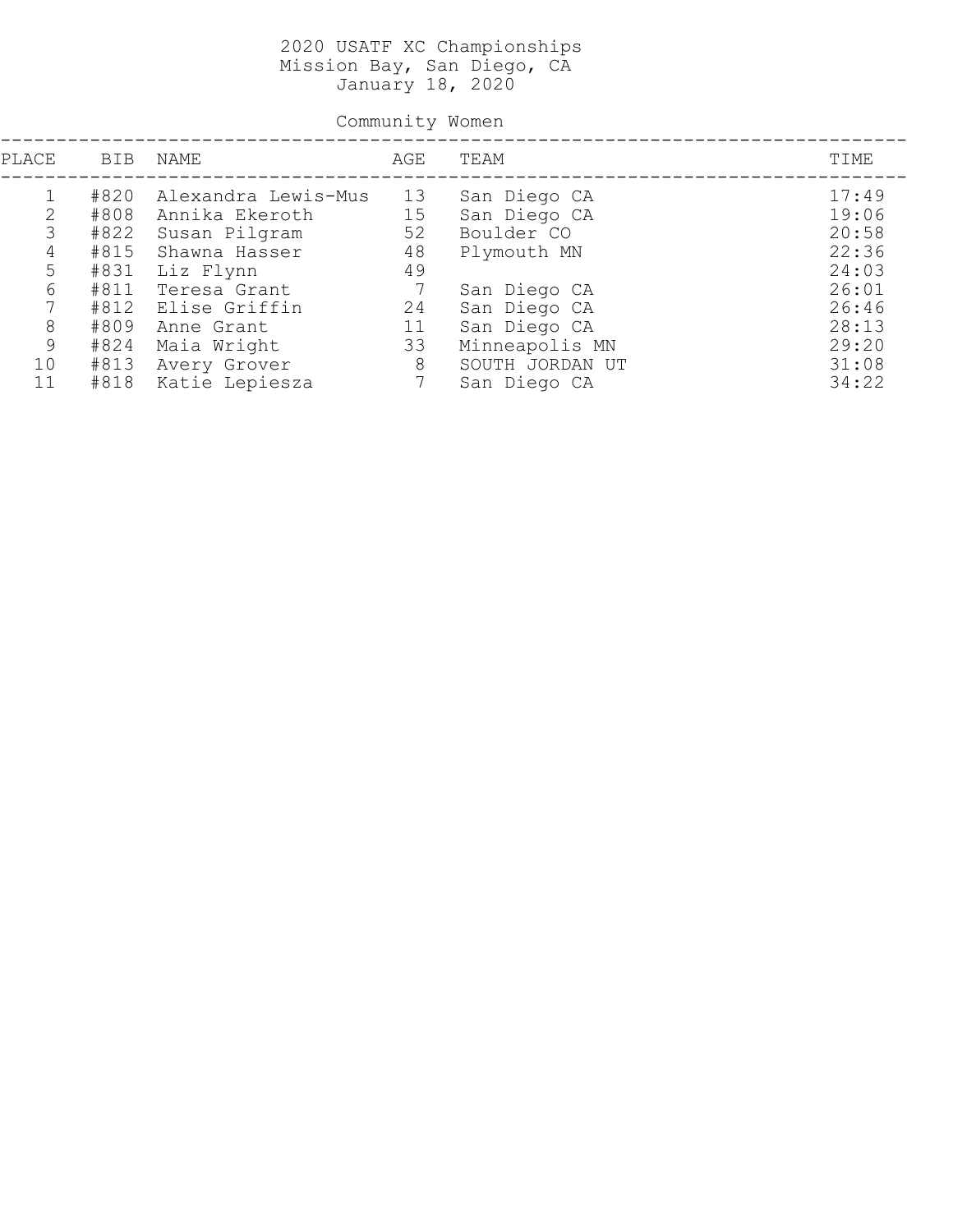# 2020 USATF XC Championships
Mission Bay, San Diego, CA
January 18, 2020

## Community Women

| PLACE | BIB | NAME | AGE | TEAM | TIME |
|---|---|---|---|---|---|
| 1 | #820 | Alexandra Lewis-Mus | 13 | San Diego CA | 17:49 |
| 2 | #808 | Annika Ekeroth | 15 | San Diego CA | 19:06 |
| 3 | #822 | Susan Pilgram | 52 | Boulder CO | 20:58 |
| 4 | #815 | Shawna Hasser | 48 | Plymouth MN | 22:36 |
| 5 | #831 | Liz Flynn | 49 | | 24:03 |
| 6 | #811 | Teresa Grant | 7 | San Diego CA | 26:01 |
| 7 | #812 | Elise Griffin | 24 | San Diego CA | 26:46 |
| 8 | #809 | Anne Grant | 11 | San Diego CA | 28:13 |
| 9 | #824 | Maia Wright | 33 | Minneapolis MN | 29:20 |
| 10 | #813 | Avery Grover | 8 | SOUTH JORDAN UT | 31:08 |
| 11 | #818 | Katie Lepiesza | 7 | San Diego CA | 34:22 |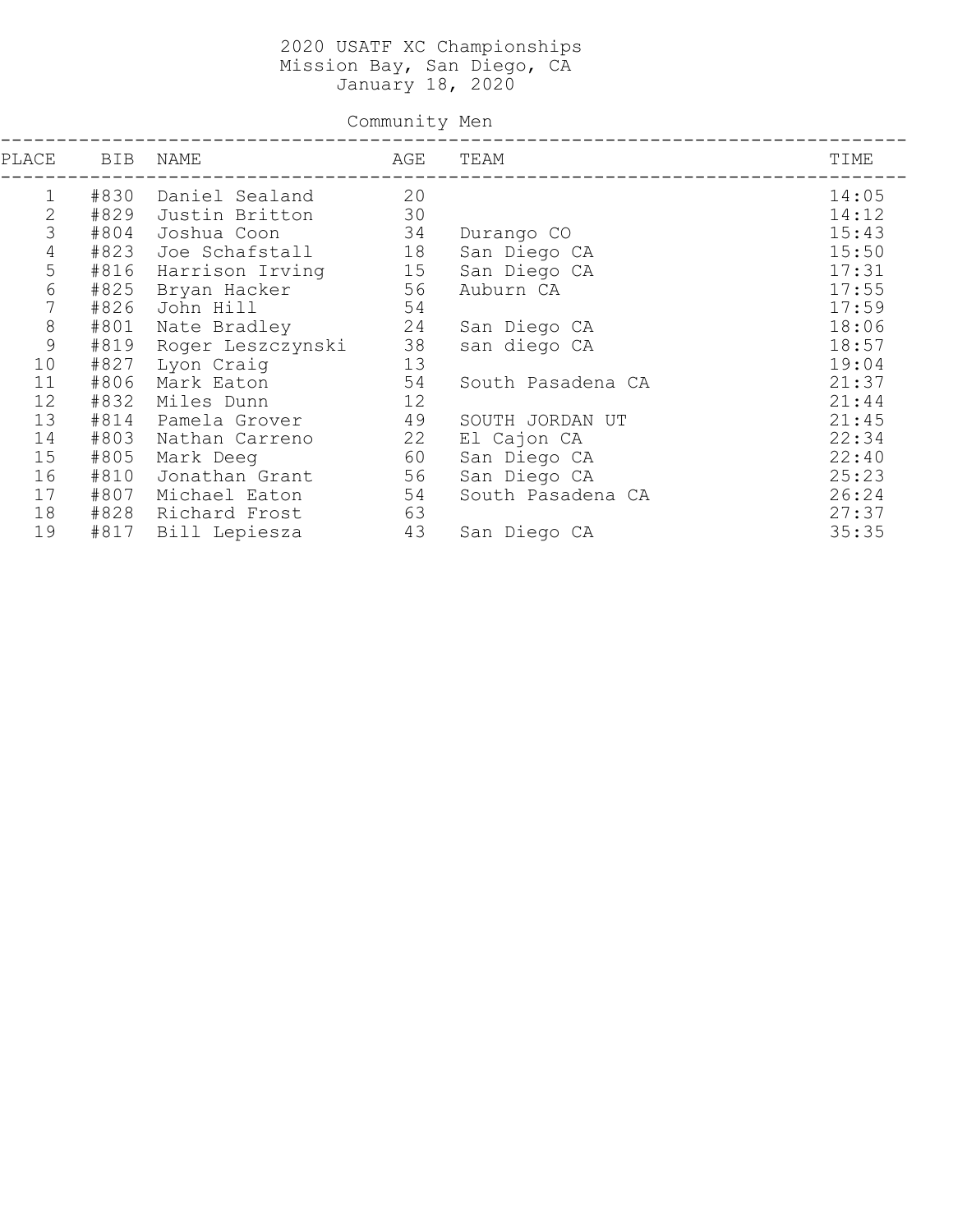# 2020 USATF XC Championships
Mission Bay, San Diego, CA
January 18, 2020

## Community Men

| PLACE | BIB | NAME | AGE | TEAM | TIME |
|---|---|---|---|---|---|
| 1 | #830 | Daniel Sealand | 20 | | 14:05 |
| 2 | #829 | Justin Britton | 30 | | 14:12 |
| 3 | #804 | Joshua Coon | 34 | Durango CO | 15:43 |
| 4 | #823 | Joe Schafstall | 18 | San Diego CA | 15:50 |
| 5 | #816 | Harrison Irving | 15 | San Diego CA | 17:31 |
| 6 | #825 | Bryan Hacker | 56 | Auburn CA | 17:55 |
| 7 | #826 | John Hill | 54 | | 17:59 |
| 8 | #801 | Nate Bradley | 24 | San Diego CA | 18:06 |
| 9 | #819 | Roger Leszczynski | 38 | san diego CA | 18:57 |
| 10 | #827 | Lyon Craig | 13 | | 19:04 |
| 11 | #806 | Mark Eaton | 54 | South Pasadena CA | 21:37 |
| 12 | #832 | Miles Dunn | 12 | | 21:44 |
| 13 | #814 | Pamela Grover | 49 | SOUTH JORDAN UT | 21:45 |
| 14 | #803 | Nathan Carreno | 22 | El Cajon CA | 22:34 |
| 15 | #805 | Mark Deeg | 60 | San Diego CA | 22:40 |
| 16 | #810 | Jonathan Grant | 56 | San Diego CA | 25:23 |
| 17 | #807 | Michael Eaton | 54 | South Pasadena CA | 26:24 |
| 18 | #828 | Richard Frost | 63 | | 27:37 |
| 19 | #817 | Bill Lepiesza | 43 | San Diego CA | 35:35 |